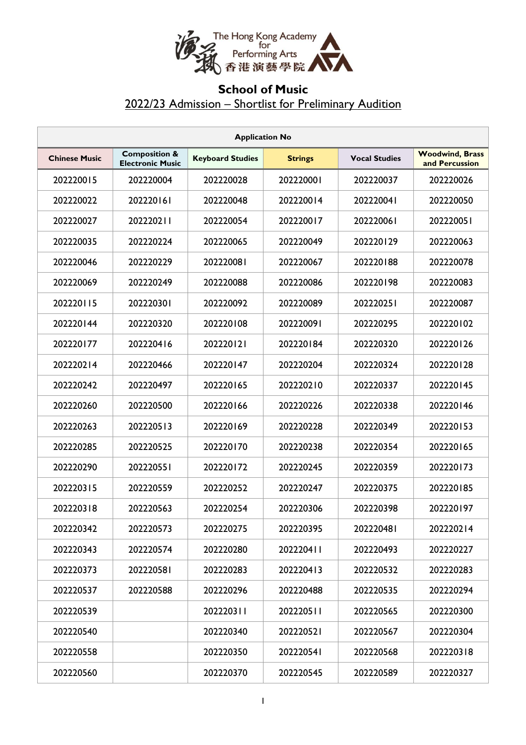The Hong Kong Academy for Performing Arts 香港演藝學院

## School of Music

2022/23 Admission – Shortlist for Preliminary Audition

| Application No | | | | | |
|---|---|---|---|---|---|
| **Chinese Music** | **Composition & Electronic Music** | **Keyboard Studies** | **Strings** | **Vocal Studies** | **Woodwind, Brass and Percussion** |
| 202220015 | 202220004 | 202220028 | 202220001 | 202220037 | 202220026 |
| 202220022 | 202220161 | 202220048 | 202220014 | 202220041 | 202220050 |
| 202220027 | 202220211 | 202220054 | 202220017 | 202220061 | 202220051 |
| 202220035 | 202220224 | 202220065 | 202220049 | 202220129 | 202220063 |
| 202220046 | 202220229 | 202220081 | 202220067 | 202220188 | 202220078 |
| 202220069 | 202220249 | 202220088 | 202220086 | 202220198 | 202220083 |
| 202220115 | 202220301 | 202220092 | 202220089 | 202220251 | 202220087 |
| 202220144 | 202220320 | 202220108 | 202220091 | 202220295 | 202220102 |
| 202220177 | 202220416 | 202220121 | 202220184 | 202220320 | 202220126 |
| 202220214 | 202220466 | 202220147 | 202220204 | 202220324 | 202220128 |
| 202220242 | 202220497 | 202220165 | 202220210 | 202220337 | 202220145 |
| 202220260 | 202220500 | 202220166 | 202220226 | 202220338 | 202220146 |
| 202220263 | 202220513 | 202220169 | 202220228 | 202220349 | 202220153 |
| 202220285 | 202220525 | 202220170 | 202220238 | 202220354 | 202220165 |
| 202220290 | 202220551 | 202220172 | 202220245 | 202220359 | 202220173 |
| 202220315 | 202220559 | 202220252 | 202220247 | 202220375 | 202220185 |
| 202220318 | 202220563 | 202220254 | 202220306 | 202220398 | 202220197 |
| 202220342 | 202220573 | 202220275 | 202220395 | 202220481 | 202220214 |
| 202220343 | 202220574 | 202220280 | 202220411 | 202220493 | 202220227 |
| 202220373 | 202220581 | 202220283 | 202220413 | 202220532 | 202220283 |
| 202220537 | 202220588 | 202220296 | 202220488 | 202220535 | 202220294 |
| 202220539 | | 202220311 | 202220511 | 202220565 | 202220300 |
| 202220540 | | 202220340 | 202220521 | 202220567 | 202220304 |
| 202220558 | | 202220350 | 202220541 | 202220568 | 202220318 |
| 202220560 | | 202220370 | 202220545 | 202220589 | 202220327 |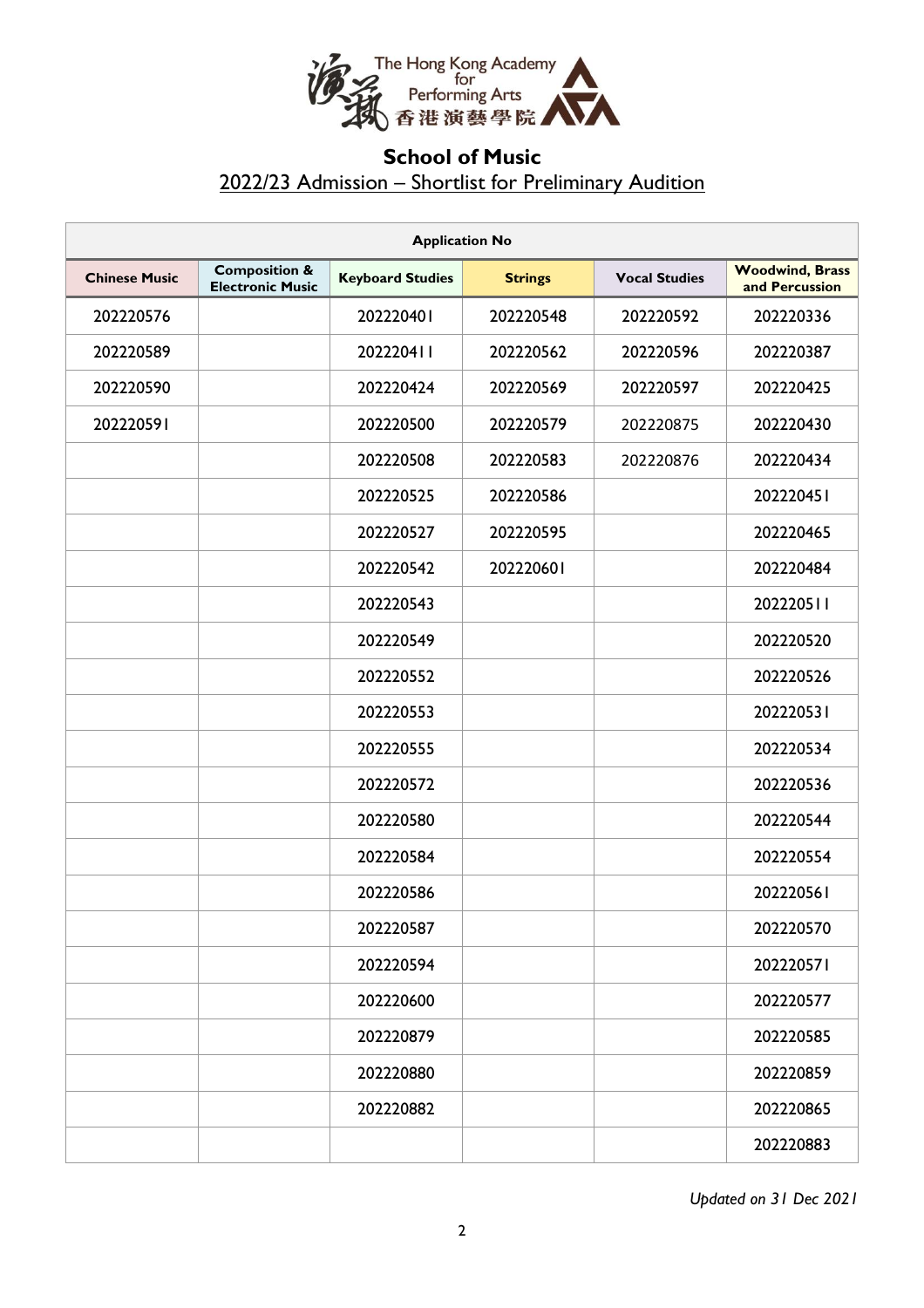The Hong Kong Academy for Performing Arts
香港演藝學院

# School of Music

## 2022/23 Admission – Shortlist for Preliminary Audition

| Application No | | | | | |
|---|---|---|---|---|---|
| **Chinese Music** | **Composition & Electronic Music** | **Keyboard Studies** | **Strings** | **Vocal Studies** | **Woodwind, Brass and Percussion** |
| 202220576 | | 202220401 | 202220548 | 202220592 | 202220336 |
| 202220589 | | 202220411 | 202220562 | 202220596 | 202220387 |
| 202220590 | | 202220424 | 202220569 | 202220597 | 202220425 |
| 202220591 | | 202220500 | 202220579 | 202220875 | 202220430 |
| | | 202220508 | 202220583 | 202220876 | 202220434 |
| | | 202220525 | 202220586 | | 202220451 |
| | | 202220527 | 202220595 | | 202220465 |
| | | 202220542 | 202220601 | | 202220484 |
| | | 202220543 | | | 202220511 |
| | | 202220549 | | | 202220520 |
| | | 202220552 | | | 202220526 |
| | | 202220553 | | | 202220531 |
| | | 202220555 | | | 202220534 |
| | | 202220572 | | | 202220536 |
| | | 202220580 | | | 202220544 |
| | | 202220584 | | | 202220554 |
| | | 202220586 | | | 202220561 |
| | | 202220587 | | | 202220570 |
| | | 202220594 | | | 202220571 |
| | | 202220600 | | | 202220577 |
| | | 202220879 | | | 202220585 |
| | | 202220880 | | | 202220859 |
| | | 202220882 | | | 202220865 |
| | | | | | 202220883 |

*Updated on 31 Dec 2021*